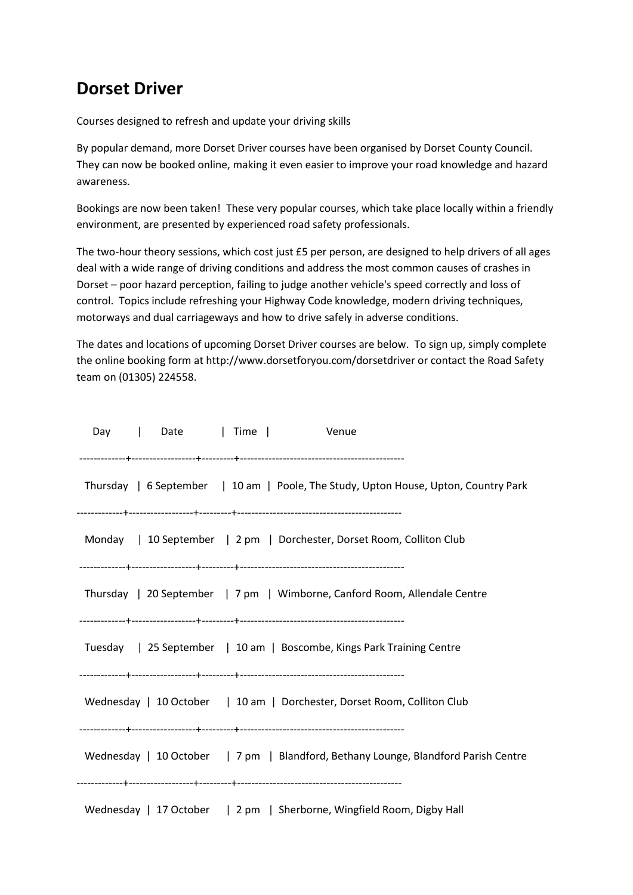# Dorset Driver

Courses designed to refresh and update your driving skills

By popular demand, more Dorset Driver courses have been organised by Dorset County Council. They can now be booked online, making it even easier to improve your road knowledge and hazard awareness.

Bookings are now been taken! These very popular courses, which take place locally within a friendly environment, are presented by experienced road safety professionals.

The two-hour theory sessions, which cost just £5 per person, are designed to help drivers of all ages deal with a wide range of driving conditions and address the most common causes of crashes in Dorset – poor hazard perception, failing to judge another vehicle's speed correctly and loss of control. Topics include refreshing your Highway Code knowledge, modern driving techniques, motorways and dual carriageways and how to drive safely in adverse conditions.

The dates and locations of upcoming Dorset Driver courses are below. To sign up, simply complete the online booking form at http://www.dorsetforyou.com/dorsetdriver or contact the Road Safety team on (01305) 224558.

| Day | Date | Time | Venue |
|---|---|---|---|
| Thursday | 6 September | 10 am | Poole, The Study, Upton House, Upton, Country Park |
| Monday | 10 September | 2 pm | Dorchester, Dorset Room, Colliton Club |
| Thursday | 20 September | 7 pm | Wimborne, Canford Room, Allendale Centre |
| Tuesday | 25 September | 10 am | Boscombe, Kings Park Training Centre |
| Wednesday | 10 October | 10 am | Dorchester, Dorset Room, Colliton Club |
| Wednesday | 10 October | 7 pm | Blandford, Bethany Lounge, Blandford Parish Centre |
| Wednesday | 17 October | 2 pm | Sherborne, Wingfield Room, Digby Hall |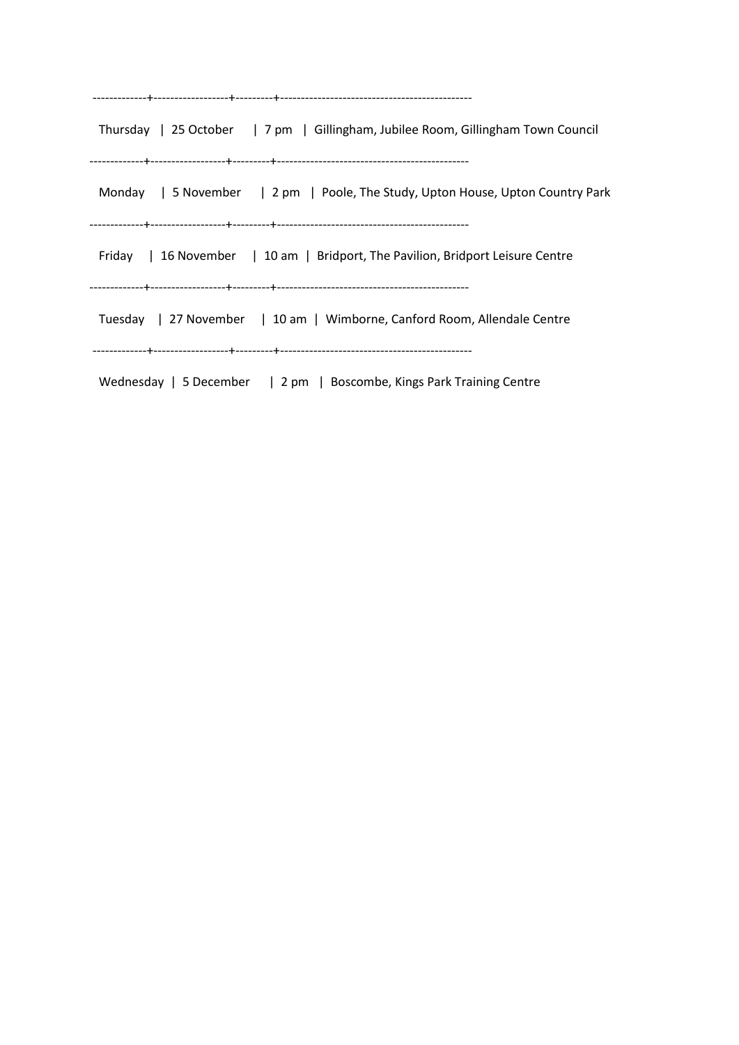| | | | |
|---|---|---|---|
| Thursday | 25 October | 7 pm | Gillingham, Jubilee Room, Gillingham Town Council |
| Monday | 5 November | 2 pm | Poole, The Study, Upton House, Upton Country Park |
| Friday | 16 November | 10 am | Bridport, The Pavilion, Bridport Leisure Centre |
| Tuesday | 27 November | 10 am | Wimborne, Canford Room, Allendale Centre |
| Wednesday | 5 December | 2 pm | Boscombe, Kings Park Training Centre |